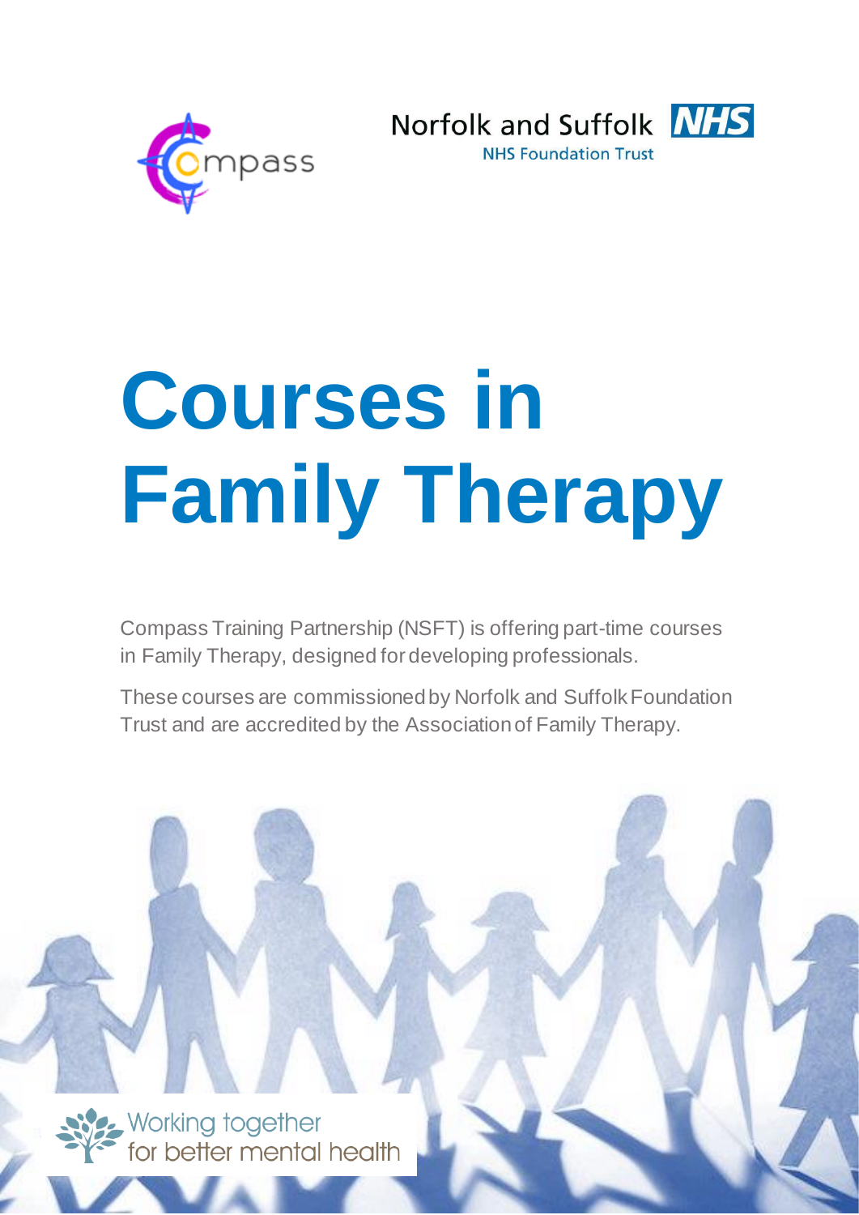Compass

Norfolk and Suffolk NHS

NHS Foundation Trust

# Courses in Family Therapy

Compass Training Partnership (NSFT) is offering part-time courses in Family Therapy, designed for developing professionals.

These courses are commissioned by Norfolk and Suffolk Foundation Trust and are accredited by the Association of Family Therapy.

Working together for better mental health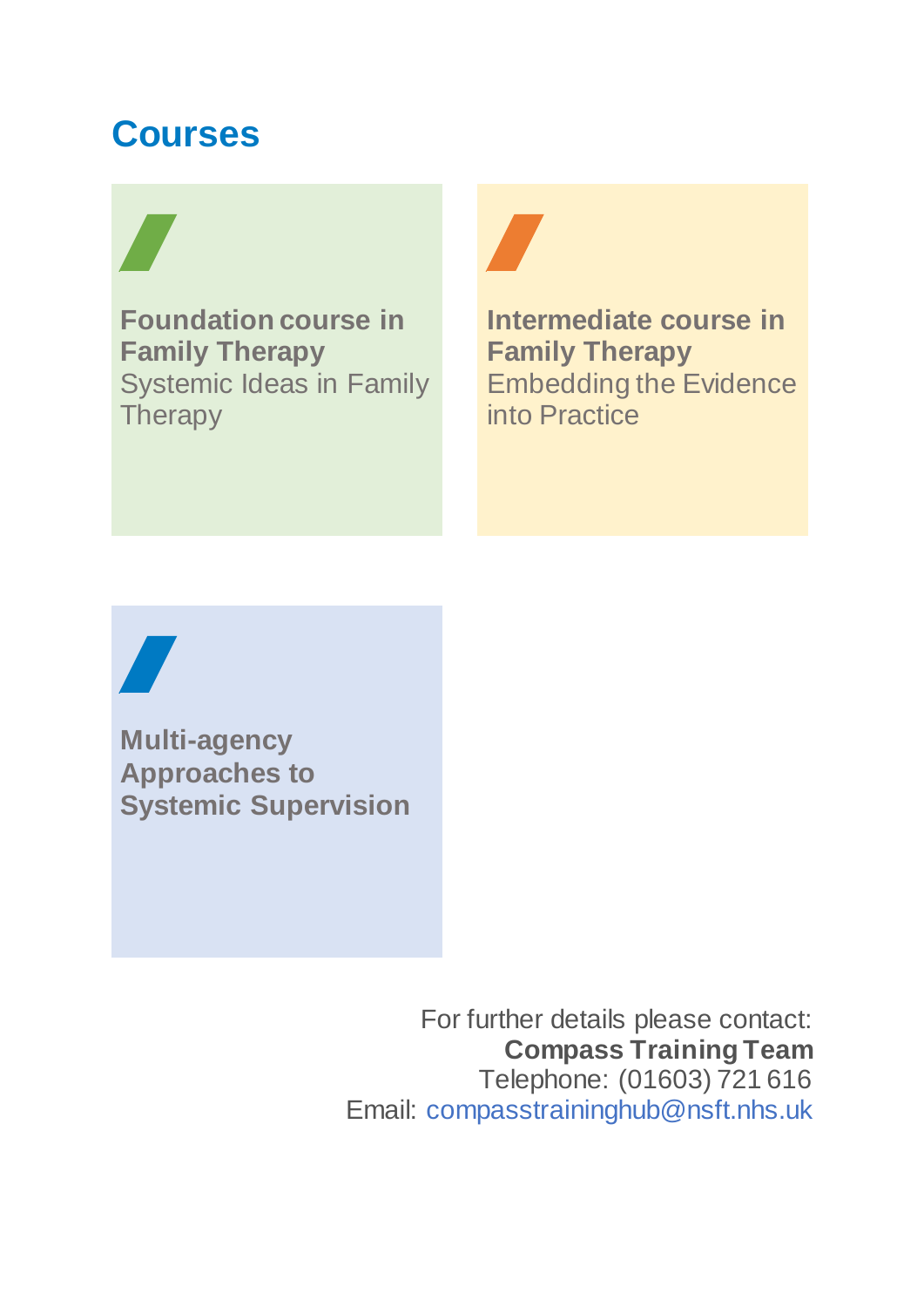# Courses

**Foundation course in Family Therapy**
Systemic Ideas in Family Therapy

**Intermediate course in Family Therapy**
Embedding the Evidence into Practice

**Multi-agency Approaches to Systemic Supervision**

For further details please contact:
**Compass Training Team**
Telephone: (01603) 721 616
Email: compasstraininghub@nsft.nhs.uk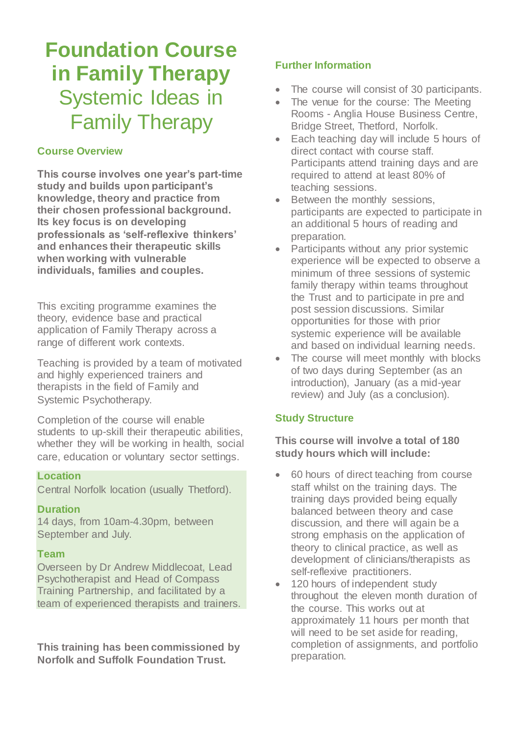# Foundation Course in Family Therapy

## Systemic Ideas in Family Therapy

### Course Overview

**This course involves one year's part-time study and builds upon participant's knowledge, theory and practice from their chosen professional background. Its key focus is on developing professionals as 'self-reflexive thinkers' and enhances their therapeutic skills when working with vulnerable individuals, families and couples.**

This exciting programme examines the theory, evidence base and practical application of Family Therapy across a range of different work contexts.

Teaching is provided by a team of motivated and highly experienced trainers and therapists in the field of Family and Systemic Psychotherapy.

Completion of the course will enable students to up-skill their therapeutic abilities, whether they will be working in health, social care, education or voluntary sector settings.

### Location

Central Norfolk location (usually Thetford).

### Duration

14 days, from 10am-4.30pm, between September and July.

### Team

Overseen by Dr Andrew Middlecoat, Lead Psychotherapist and Head of Compass Training Partnership, and facilitated by a team of experienced therapists and trainers.

**This training has been commissioned by Norfolk and Suffolk Foundation Trust.**

### Further Information

- The course will consist of 30 participants.
- The venue for the course: The Meeting Rooms - Anglia House Business Centre, Bridge Street, Thetford, Norfolk.
- Each teaching day will include 5 hours of direct contact with course staff. Participants attend training days and are required to attend at least 80% of teaching sessions.
- Between the monthly sessions, participants are expected to participate in an additional 5 hours of reading and preparation.
- Participants without any prior systemic experience will be expected to observe a minimum of three sessions of systemic family therapy within teams throughout the Trust and to participate in pre and post session discussions. Similar opportunities for those with prior systemic experience will be available and based on individual learning needs.
- The course will meet monthly with blocks of two days during September (as an introduction), January (as a mid-year review) and July (as a conclusion).

### Study Structure

**This course will involve a total of 180 study hours which will include:**

- 60 hours of direct teaching from course staff whilst on the training days. The training days provided being equally balanced between theory and case discussion, and there will again be a strong emphasis on the application of theory to clinical practice, as well as development of clinicians/therapists as self-reflexive practitioners.
- 120 hours of independent study throughout the eleven month duration of the course. This works out at approximately 11 hours per month that will need to be set aside for reading, completion of assignments, and portfolio preparation.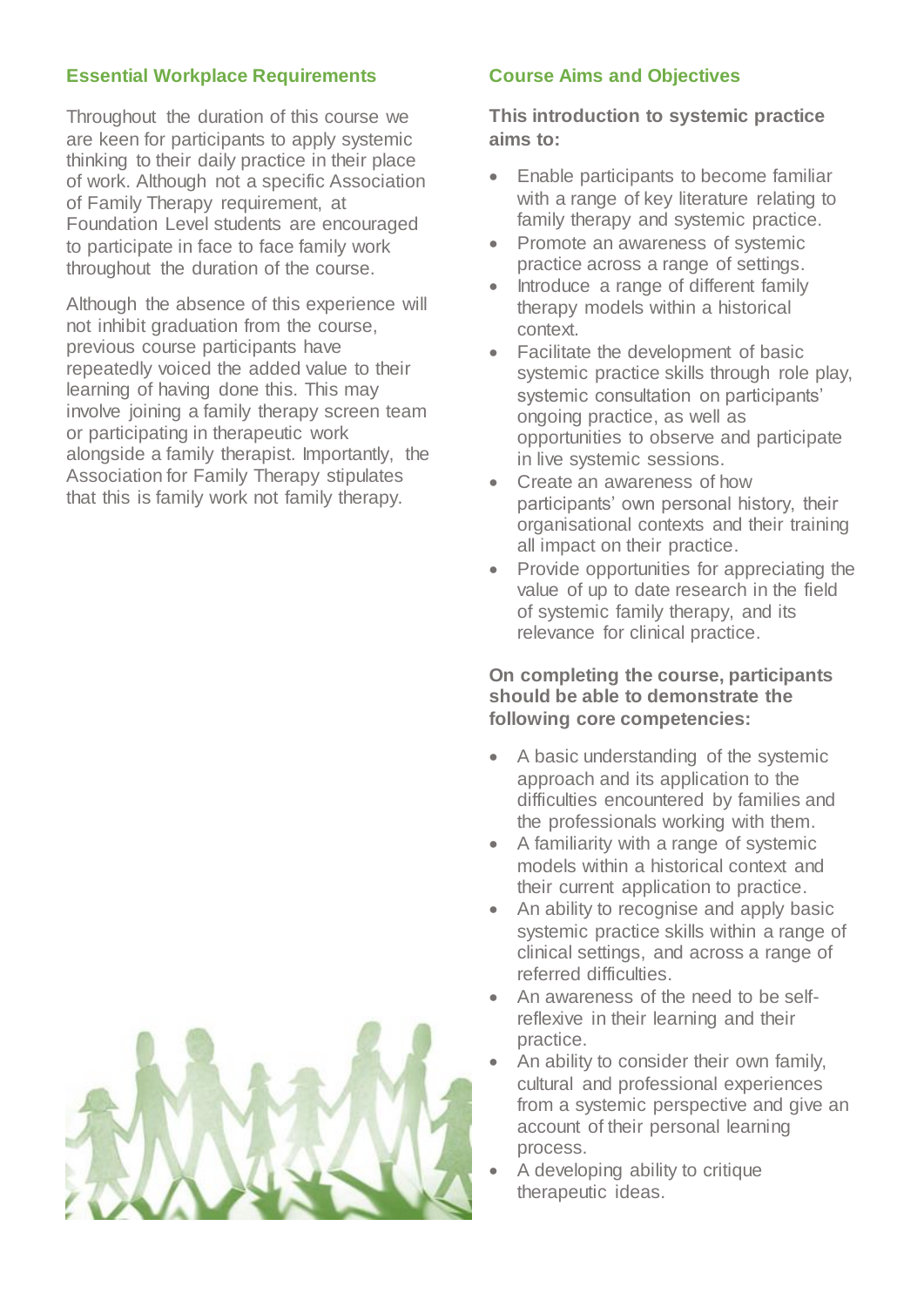## Essential Workplace Requirements

Throughout the duration of this course we are keen for participants to apply systemic thinking to their daily practice in their place of work. Although not a specific Association of Family Therapy requirement, at Foundation Level students are encouraged to participate in face to face family work throughout the duration of the course.

Although the absence of this experience will not inhibit graduation from the course, previous course participants have repeatedly voiced the added value to their learning of having done this. This may involve joining a family therapy screen team or participating in therapeutic work alongside a family therapist. Importantly, the Association for Family Therapy stipulates that this is family work not family therapy.

## Course Aims and Objectives

**This introduction to systemic practice aims to:**

- Enable participants to become familiar with a range of key literature relating to family therapy and systemic practice.
- Promote an awareness of systemic practice across a range of settings.
- Introduce a range of different family therapy models within a historical context.
- Facilitate the development of basic systemic practice skills through role play, systemic consultation on participants' ongoing practice, as well as opportunities to observe and participate in live systemic sessions.
- Create an awareness of how participants' own personal history, their organisational contexts and their training all impact on their practice.
- Provide opportunities for appreciating the value of up to date research in the field of systemic family therapy, and its relevance for clinical practice.

**On completing the course, participants should be able to demonstrate the following core competencies:**

- A basic understanding of the systemic approach and its application to the difficulties encountered by families and the professionals working with them.
- A familiarity with a range of systemic models within a historical context and their current application to practice.
- An ability to recognise and apply basic systemic practice skills within a range of clinical settings, and across a range of referred difficulties.
- An awareness of the need to be self-reflexive in their learning and their practice.
- An ability to consider their own family, cultural and professional experiences from a systemic perspective and give an account of their personal learning process.
- A developing ability to critique therapeutic ideas.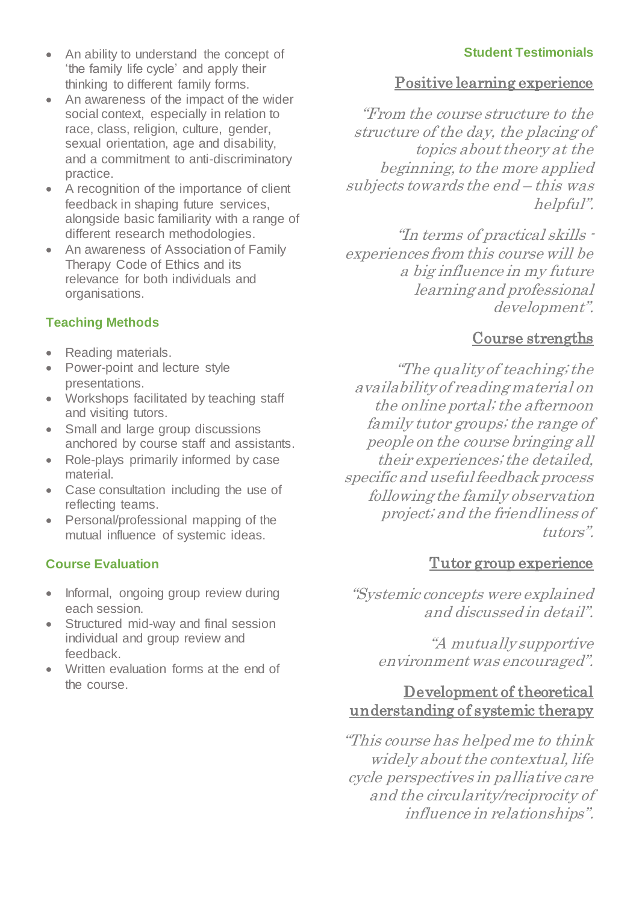- An ability to understand the concept of 'the family life cycle' and apply their thinking to different family forms.
- An awareness of the impact of the wider social context, especially in relation to race, class, religion, culture, gender, sexual orientation, age and disability, and a commitment to anti-discriminatory practice.
- A recognition of the importance of client feedback in shaping future services, alongside basic familiarity with a range of different research methodologies.
- An awareness of Association of Family Therapy Code of Ethics and its relevance for both individuals and organisations.

## Teaching Methods

- Reading materials.
- Power-point and lecture style presentations.
- Workshops facilitated by teaching staff and visiting tutors.
- Small and large group discussions anchored by course staff and assistants.
- Role-plays primarily informed by case material.
- Case consultation including the use of reflecting teams.
- Personal/professional mapping of the mutual influence of systemic ideas.

## Course Evaluation

- Informal, ongoing group review during each session.
- Structured mid-way and final session individual and group review and feedback.
- Written evaluation forms at the end of the course.

## Student Testimonials

### Positive learning experience

*"From the course structure to the structure of the day, the placing of topics about theory at the beginning, to the more applied subjects towards the end – this was helpful".*

*"In terms of practical skills - experiences from this course will be a big influence in my future learning and professional development".*

### Course strengths

*"The quality of teaching; the availability of reading material on the online portal; the afternoon family tutor groups; the range of people on the course bringing all their experiences; the detailed, specific and useful feedback process following the family observation project; and the friendliness of tutors".*

### Tutor group experience

*"Systemic concepts were explained and discussed in detail".*

*"A mutually supportive environment was encouraged".*

### Development of theoretical understanding of systemic therapy

*"This course has helped me to think widely about the contextual, life cycle perspectives in palliative care and the circularity/reciprocity of influence in relationships".*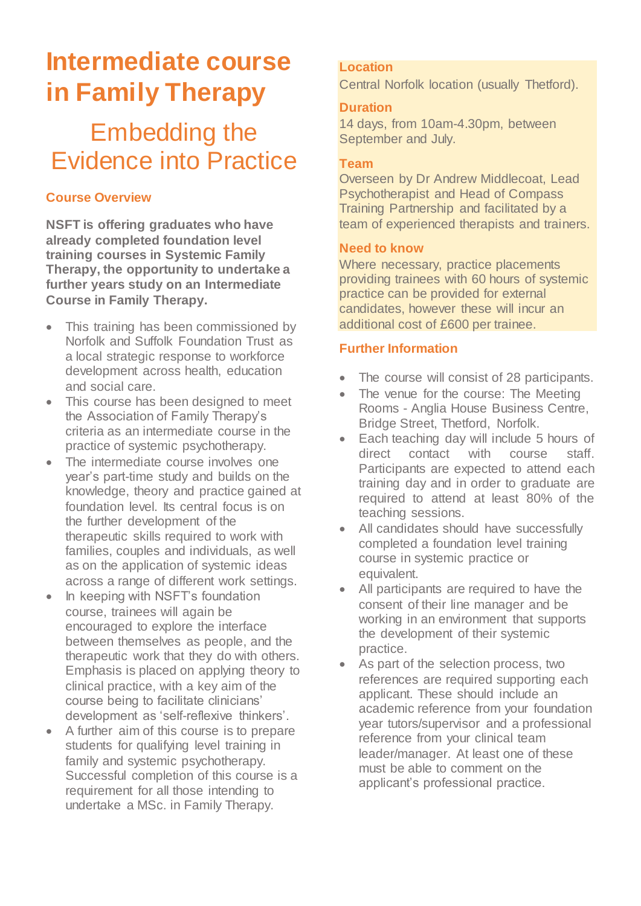# Intermediate course in Family Therapy

## Embedding the Evidence into Practice

### Course Overview

**NSFT is offering graduates who have already completed foundation level training courses in Systemic Family Therapy, the opportunity to undertake a further years study on an Intermediate Course in Family Therapy.**

- This training has been commissioned by Norfolk and Suffolk Foundation Trust as a local strategic response to workforce development across health, education and social care.
- This course has been designed to meet the Association of Family Therapy's criteria as an intermediate course in the practice of systemic psychotherapy.
- The intermediate course involves one year's part-time study and builds on the knowledge, theory and practice gained at foundation level. Its central focus is on the further development of the therapeutic skills required to work with families, couples and individuals, as well as on the application of systemic ideas across a range of different work settings.
- In keeping with NSFT's foundation course, trainees will again be encouraged to explore the interface between themselves as people, and the therapeutic work that they do with others. Emphasis is placed on applying theory to clinical practice, with a key aim of the course being to facilitate clinicians' development as 'self-reflexive thinkers'.
- A further aim of this course is to prepare students for qualifying level training in family and systemic psychotherapy. Successful completion of this course is a requirement for all those intending to undertake a MSc. in Family Therapy.

### Location

Central Norfolk location (usually Thetford).

### Duration

14 days, from 10am-4.30pm, between September and July.

### Team

Overseen by Dr Andrew Middlecoat, Lead Psychotherapist and Head of Compass Training Partnership and facilitated by a team of experienced therapists and trainers.

### Need to know

Where necessary, practice placements providing trainees with 60 hours of systemic practice can be provided for external candidates, however these will incur an additional cost of £600 per trainee.

### Further Information

- The course will consist of 28 participants.
- The venue for the course: The Meeting Rooms - Anglia House Business Centre, Bridge Street, Thetford, Norfolk.
- Each teaching day will include 5 hours of direct contact with course staff. Participants are expected to attend each training day and in order to graduate are required to attend at least 80% of the teaching sessions.
- All candidates should have successfully completed a foundation level training course in systemic practice or equivalent.
- All participants are required to have the consent of their line manager and be working in an environment that supports the development of their systemic practice.
- As part of the selection process, two references are required supporting each applicant. These should include an academic reference from your foundation year tutors/supervisor and a professional reference from your clinical team leader/manager. At least one of these must be able to comment on the applicant's professional practice.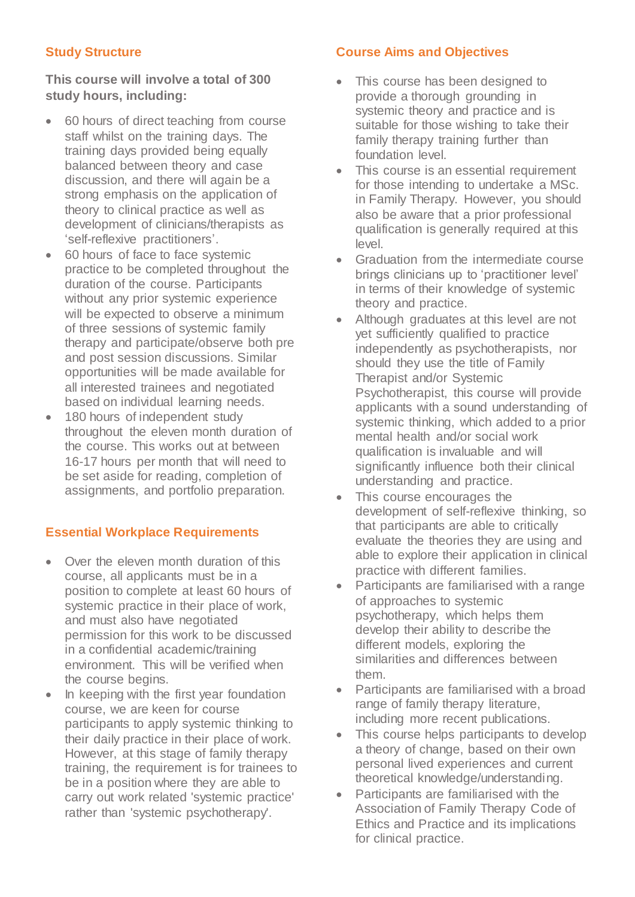## Study Structure

**This course will involve a total of 300 study hours, including:**

- 60 hours of direct teaching from course staff whilst on the training days. The training days provided being equally balanced between theory and case discussion, and there will again be a strong emphasis on the application of theory to clinical practice as well as development of clinicians/therapists as 'self-reflexive practitioners'.
- 60 hours of face to face systemic practice to be completed throughout the duration of the course. Participants without any prior systemic experience will be expected to observe a minimum of three sessions of systemic family therapy and participate/observe both pre and post session discussions. Similar opportunities will be made available for all interested trainees and negotiated based on individual learning needs.
- 180 hours of independent study throughout the eleven month duration of the course. This works out at between 16-17 hours per month that will need to be set aside for reading, completion of assignments, and portfolio preparation.

## Essential Workplace Requirements

- Over the eleven month duration of this course, all applicants must be in a position to complete at least 60 hours of systemic practice in their place of work, and must also have negotiated permission for this work to be discussed in a confidential academic/training environment. This will be verified when the course begins.
- In keeping with the first year foundation course, we are keen for course participants to apply systemic thinking to their daily practice in their place of work. However, at this stage of family therapy training, the requirement is for trainees to be in a position where they are able to carry out work related 'systemic practice' rather than 'systemic psychotherapy'.

## Course Aims and Objectives

- This course has been designed to provide a thorough grounding in systemic theory and practice and is suitable for those wishing to take their family therapy training further than foundation level.
- This course is an essential requirement for those intending to undertake a MSc. in Family Therapy. However, you should also be aware that a prior professional qualification is generally required at this level.
- Graduation from the intermediate course brings clinicians up to 'practitioner level' in terms of their knowledge of systemic theory and practice.
- Although graduates at this level are not yet sufficiently qualified to practice independently as psychotherapists, nor should they use the title of Family Therapist and/or Systemic Psychotherapist, this course will provide applicants with a sound understanding of systemic thinking, which added to a prior mental health and/or social work qualification is invaluable and will significantly influence both their clinical understanding and practice.
- This course encourages the development of self-reflexive thinking, so that participants are able to critically evaluate the theories they are using and able to explore their application in clinical practice with different families.
- Participants are familiarised with a range of approaches to systemic psychotherapy, which helps them develop their ability to describe the different models, exploring the similarities and differences between them.
- Participants are familiarised with a broad range of family therapy literature, including more recent publications.
- This course helps participants to develop a theory of change, based on their own personal lived experiences and current theoretical knowledge/understanding.
- Participants are familiarised with the Association of Family Therapy Code of Ethics and Practice and its implications for clinical practice.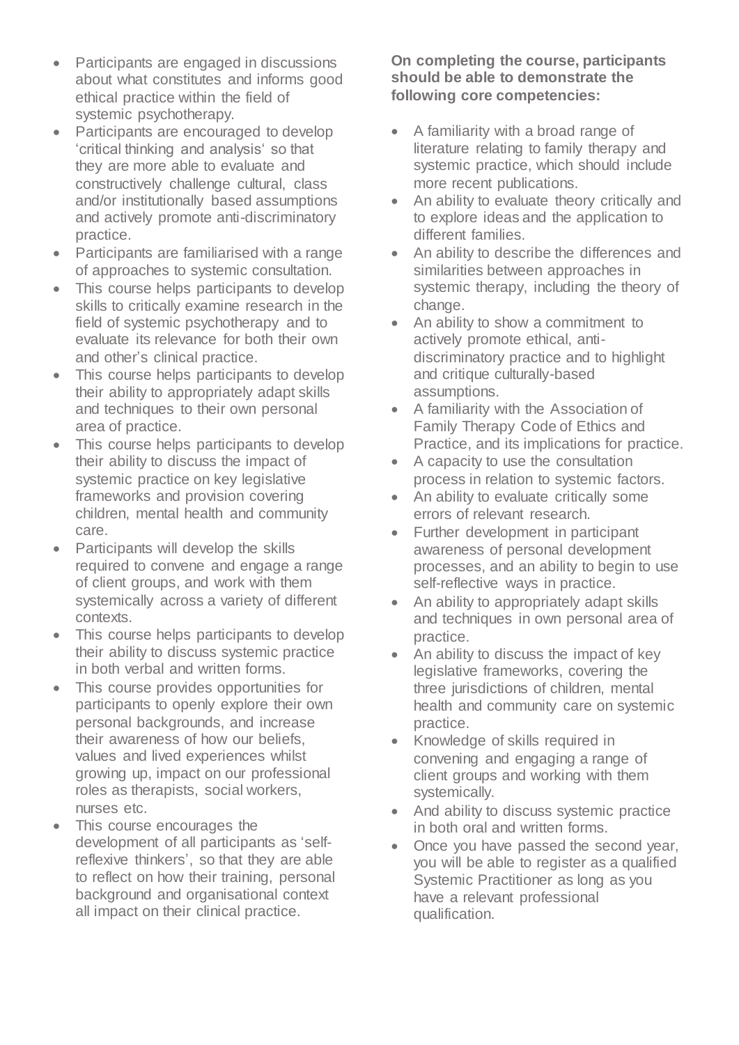- Participants are engaged in discussions about what constitutes and informs good ethical practice within the field of systemic psychotherapy.
- Participants are encouraged to develop 'critical thinking and analysis' so that they are more able to evaluate and constructively challenge cultural, class and/or institutionally based assumptions and actively promote anti-discriminatory practice.
- Participants are familiarised with a range of approaches to systemic consultation.
- This course helps participants to develop skills to critically examine research in the field of systemic psychotherapy and to evaluate its relevance for both their own and other's clinical practice.
- This course helps participants to develop their ability to appropriately adapt skills and techniques to their own personal area of practice.
- This course helps participants to develop their ability to discuss the impact of systemic practice on key legislative frameworks and provision covering children, mental health and community care.
- Participants will develop the skills required to convene and engage a range of client groups, and work with them systemically across a variety of different contexts.
- This course helps participants to develop their ability to discuss systemic practice in both verbal and written forms.
- This course provides opportunities for participants to openly explore their own personal backgrounds, and increase their awareness of how our beliefs, values and lived experiences whilst growing up, impact on our professional roles as therapists, social workers, nurses etc.
- This course encourages the development of all participants as 'self-reflexive thinkers', so that they are able to reflect on how their training, personal background and organisational context all impact on their clinical practice.

**On completing the course, participants should be able to demonstrate the following core competencies:**

- A familiarity with a broad range of literature relating to family therapy and systemic practice, which should include more recent publications.
- An ability to evaluate theory critically and to explore ideas and the application to different families.
- An ability to describe the differences and similarities between approaches in systemic therapy, including the theory of change.
- An ability to show a commitment to actively promote ethical, anti-discriminatory practice and to highlight and critique culturally-based assumptions.
- A familiarity with the Association of Family Therapy Code of Ethics and Practice, and its implications for practice.
- A capacity to use the consultation process in relation to systemic factors.
- An ability to evaluate critically some errors of relevant research.
- Further development in participant awareness of personal development processes, and an ability to begin to use self-reflective ways in practice.
- An ability to appropriately adapt skills and techniques in own personal area of practice.
- An ability to discuss the impact of key legislative frameworks, covering the three jurisdictions of children, mental health and community care on systemic practice.
- Knowledge of skills required in convening and engaging a range of client groups and working with them systemically.
- And ability to discuss systemic practice in both oral and written forms.
- Once you have passed the second year, you will be able to register as a qualified Systemic Practitioner as long as you have a relevant professional qualification.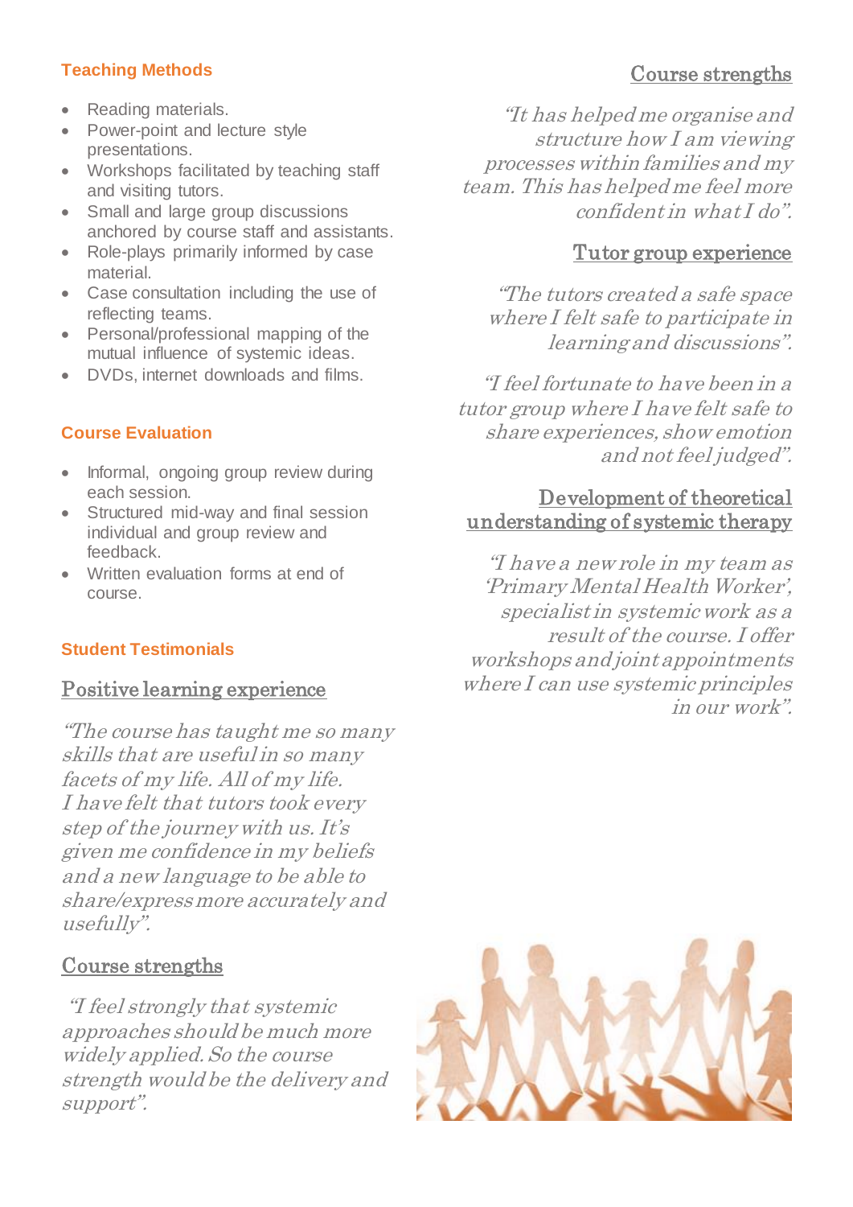### Teaching Methods

- Reading materials.
- Power-point and lecture style presentations.
- Workshops facilitated by teaching staff and visiting tutors.
- Small and large group discussions anchored by course staff and assistants.
- Role-plays primarily informed by case material.
- Case consultation including the use of reflecting teams.
- Personal/professional mapping of the mutual influence of systemic ideas.
- DVDs, internet downloads and films.

### Course Evaluation

- Informal, ongoing group review during each session.
- Structured mid-way and final session individual and group review and feedback.
- Written evaluation forms at end of course.

### Student Testimonials

#### Positive learning experience

*"The course has taught me so many skills that are useful in so many facets of my life. All of my life. I have felt that tutors took every step of the journey with us. It's given me confidence in my beliefs and a new language to be able to share/express more accurately and usefully".*

#### Course strengths

*"I feel strongly that systemic approaches should be much more widely applied. So the course strength would be the delivery and support".*

#### Course strengths

*"It has helped me organise and structure how I am viewing processes within families and my team. This has helped me feel more confident in what I do".*

#### Tutor group experience

*"The tutors created a safe space where I felt safe to participate in learning and discussions".*

*"I feel fortunate to have been in a tutor group where I have felt safe to share experiences, show emotion and not feel judged".*

#### Development of theoretical understanding of systemic therapy

*"I have a new role in my team as 'Primary Mental Health Worker', specialist in systemic work as a result of the course. I offer workshops and joint appointments where I can use systemic principles in our work".*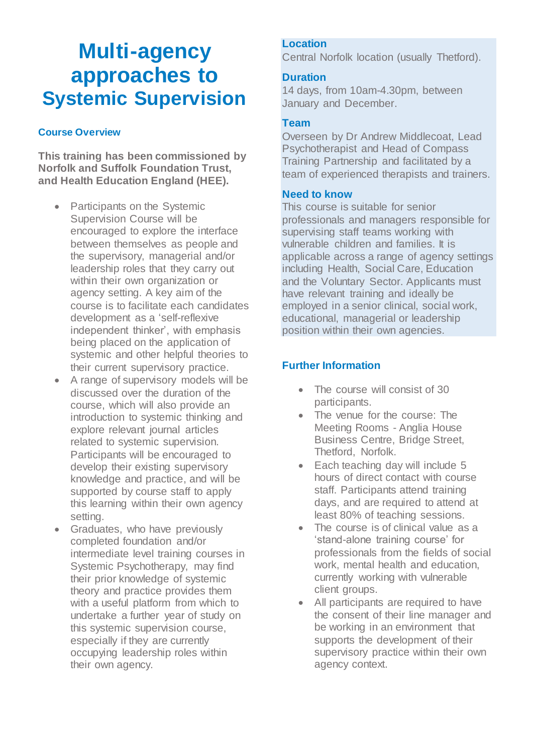# Multi-agency approaches to Systemic Supervision

### Course Overview

**This training has been commissioned by Norfolk and Suffolk Foundation Trust, and Health Education England (HEE).**

- Participants on the Systemic Supervision Course will be encouraged to explore the interface between themselves as people and the supervisory, managerial and/or leadership roles that they carry out within their own organization or agency setting. A key aim of the course is to facilitate each candidates development as a 'self-reflexive independent thinker', with emphasis being placed on the application of systemic and other helpful theories to their current supervisory practice.
- A range of supervisory models will be discussed over the duration of the course, which will also provide an introduction to systemic thinking and explore relevant journal articles related to systemic supervision. Participants will be encouraged to develop their existing supervisory knowledge and practice, and will be supported by course staff to apply this learning within their own agency setting.
- Graduates, who have previously completed foundation and/or intermediate level training courses in Systemic Psychotherapy, may find their prior knowledge of systemic theory and practice provides them with a useful platform from which to undertake a further year of study on this systemic supervision course, especially if they are currently occupying leadership roles within their own agency.

### Location

Central Norfolk location (usually Thetford).

### Duration

14 days, from 10am-4.30pm, between January and December.

### Team

Overseen by Dr Andrew Middlecoat, Lead Psychotherapist and Head of Compass Training Partnership and facilitated by a team of experienced therapists and trainers.

### Need to know

This course is suitable for senior professionals and managers responsible for supervising staff teams working with vulnerable children and families. It is applicable across a range of agency settings including Health, Social Care, Education and the Voluntary Sector. Applicants must have relevant training and ideally be employed in a senior clinical, social work, educational, managerial or leadership position within their own agencies.

### Further Information

- The course will consist of 30 participants.
- The venue for the course: The Meeting Rooms - Anglia House Business Centre, Bridge Street, Thetford, Norfolk.
- Each teaching day will include 5 hours of direct contact with course staff. Participants attend training days, and are required to attend at least 80% of teaching sessions.
- The course is of clinical value as a 'stand-alone training course' for professionals from the fields of social work, mental health and education, currently working with vulnerable client groups.
- All participants are required to have the consent of their line manager and be working in an environment that supports the development of their supervisory practice within their own agency context.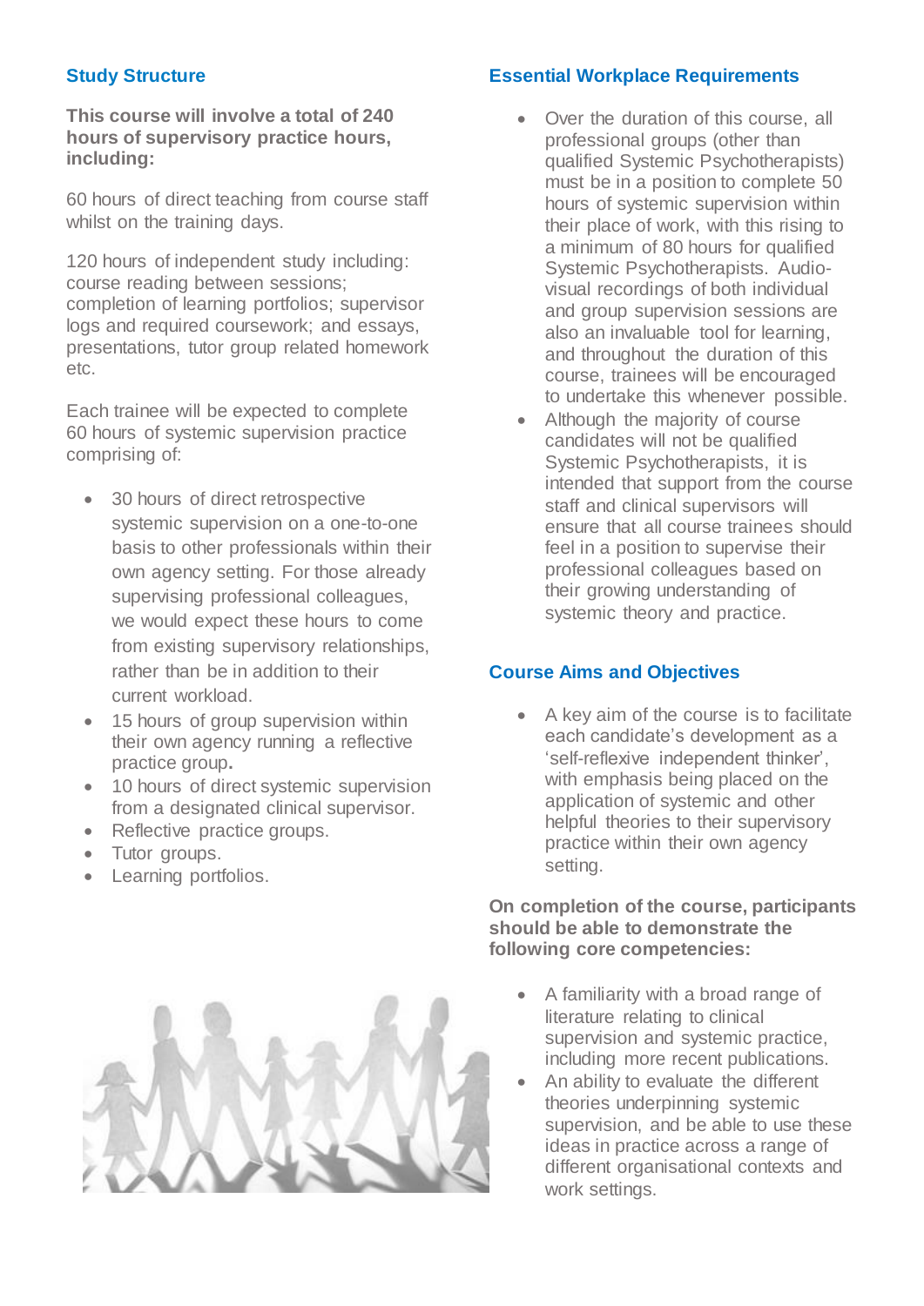## Study Structure

**This course will involve a total of 240 hours of supervisory practice hours, including:**

60 hours of direct teaching from course staff whilst on the training days.

120 hours of independent study including: course reading between sessions; completion of learning portfolios; supervisor logs and required coursework; and essays, presentations, tutor group related homework etc.

Each trainee will be expected to complete 60 hours of systemic supervision practice comprising of:

- 30 hours of direct retrospective systemic supervision on a one-to-one basis to other professionals within their own agency setting. For those already supervising professional colleagues, we would expect these hours to come from existing supervisory relationships, rather than be in addition to their current workload.
- 15 hours of group supervision within their own agency running a reflective practice group**.**
- 10 hours of direct systemic supervision from a designated clinical supervisor.
- Reflective practice groups.
- Tutor groups.
- Learning portfolios.

## Essential Workplace Requirements

- Over the duration of this course, all professional groups (other than qualified Systemic Psychotherapists) must be in a position to complete 50 hours of systemic supervision within their place of work, with this rising to a minimum of 80 hours for qualified Systemic Psychotherapists. Audio-visual recordings of both individual and group supervision sessions are also an invaluable tool for learning, and throughout the duration of this course, trainees will be encouraged to undertake this whenever possible.
- Although the majority of course candidates will not be qualified Systemic Psychotherapists, it is intended that support from the course staff and clinical supervisors will ensure that all course trainees should feel in a position to supervise their professional colleagues based on their growing understanding of systemic theory and practice.

## Course Aims and Objectives

- A key aim of the course is to facilitate each candidate's development as a 'self-reflexive independent thinker', with emphasis being placed on the application of systemic and other helpful theories to their supervisory practice within their own agency setting.

**On completion of the course, participants should be able to demonstrate the following core competencies:**

- A familiarity with a broad range of literature relating to clinical supervision and systemic practice, including more recent publications.
- An ability to evaluate the different theories underpinning systemic supervision, and be able to use these ideas in practice across a range of different organisational contexts and work settings.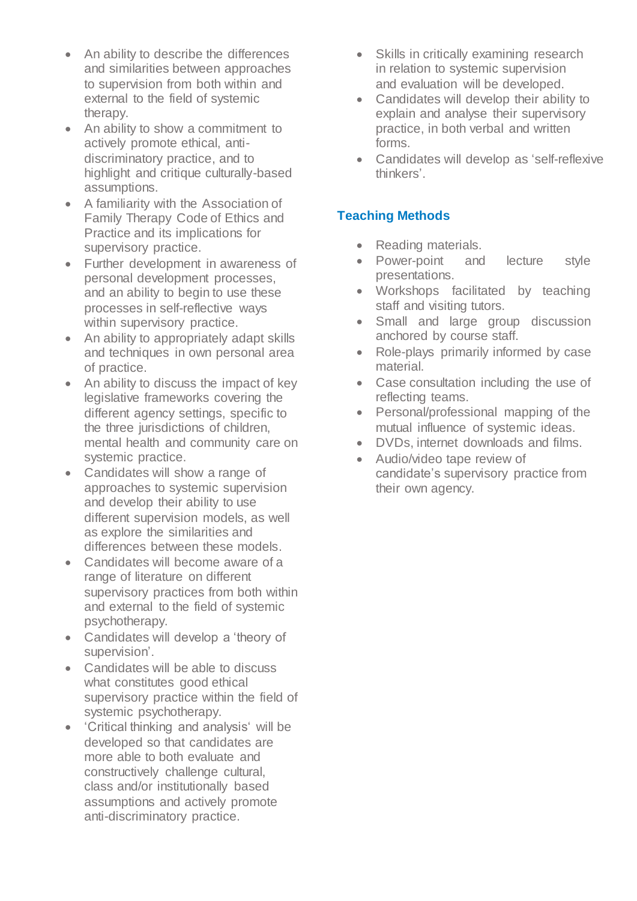- An ability to describe the differences and similarities between approaches to supervision from both within and external to the field of systemic therapy.
- An ability to show a commitment to actively promote ethical, anti-discriminatory practice, and to highlight and critique culturally-based assumptions.
- A familiarity with the Association of Family Therapy Code of Ethics and Practice and its implications for supervisory practice.
- Further development in awareness of personal development processes, and an ability to begin to use these processes in self-reflective ways within supervisory practice.
- An ability to appropriately adapt skills and techniques in own personal area of practice.
- An ability to discuss the impact of key legislative frameworks covering the different agency settings, specific to the three jurisdictions of children, mental health and community care on systemic practice.
- Candidates will show a range of approaches to systemic supervision and develop their ability to use different supervision models, as well as explore the similarities and differences between these models.
- Candidates will become aware of a range of literature on different supervisory practices from both within and external to the field of systemic psychotherapy.
- Candidates will develop a 'theory of supervision'.
- Candidates will be able to discuss what constitutes good ethical supervisory practice within the field of systemic psychotherapy.
- 'Critical thinking and analysis' will be developed so that candidates are more able to both evaluate and constructively challenge cultural, class and/or institutionally based assumptions and actively promote anti-discriminatory practice.
- Skills in critically examining research in relation to systemic supervision and evaluation will be developed.
- Candidates will develop their ability to explain and analyse their supervisory practice, in both verbal and written forms.
- Candidates will develop as 'self-reflexive thinkers'.

## Teaching Methods

- Reading materials.
- Power-point and lecture style presentations.
- Workshops facilitated by teaching staff and visiting tutors.
- Small and large group discussion anchored by course staff.
- Role-plays primarily informed by case material.
- Case consultation including the use of reflecting teams.
- Personal/professional mapping of the mutual influence of systemic ideas.
- DVDs, internet downloads and films.
- Audio/video tape review of candidate's supervisory practice from their own agency.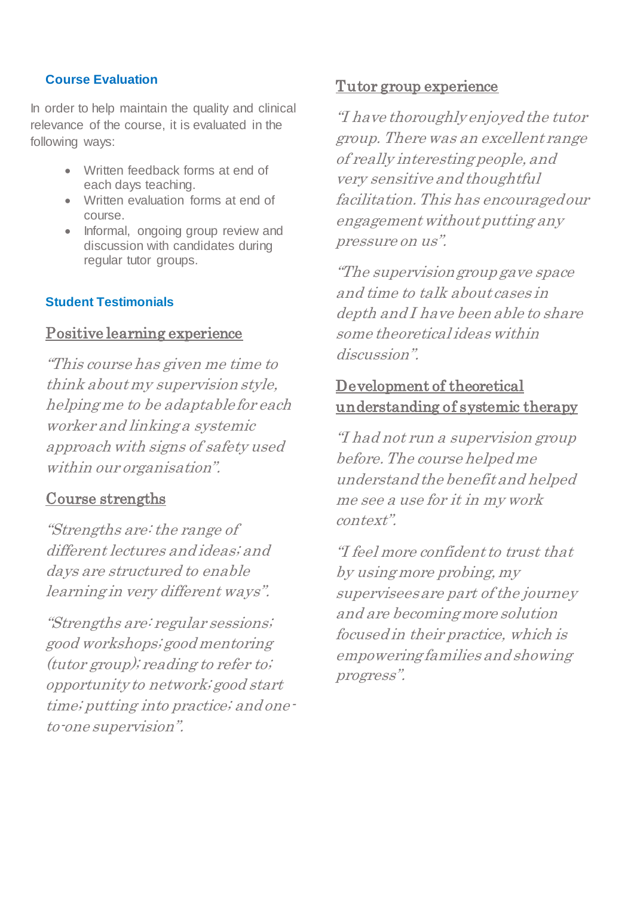## Course Evaluation

In order to help maintain the quality and clinical relevance of the course, it is evaluated in the following ways:

- Written feedback forms at end of each days teaching.
- Written evaluation forms at end of course.
- Informal, ongoing group review and discussion with candidates during regular tutor groups.

## Student Testimonials

### Positive learning experience

*"This course has given me time to think about my supervision style, helping me to be adaptable for each worker and linking a systemic approach with signs of safety used within our organisation".*

### Course strengths

*"Strengths are: the range of different lectures and ideas; and days are structured to enable learning in very different ways".*

*"Strengths are: regular sessions; good workshops; good mentoring (tutor group); reading to refer to; opportunity to network; good start time; putting into practice; and one-to-one supervision".*

### Tutor group experience

*"I have thoroughly enjoyed the tutor group. There was an excellent range of really interesting people, and very sensitive and thoughtful facilitation. This has encouraged our engagement without putting any pressure on us".*

*"The supervision group gave space and time to talk about cases in depth and I have been able to share some theoretical ideas within discussion".*

### Development of theoretical understanding of systemic therapy

*"I had not run a supervision group before. The course helped me understand the benefit and helped me see a use for it in my work context".*

*"I feel more confident to trust that by using more probing, my supervisees are part of the journey and are becoming more solution focused in their practice, which is empowering families and showing progress".*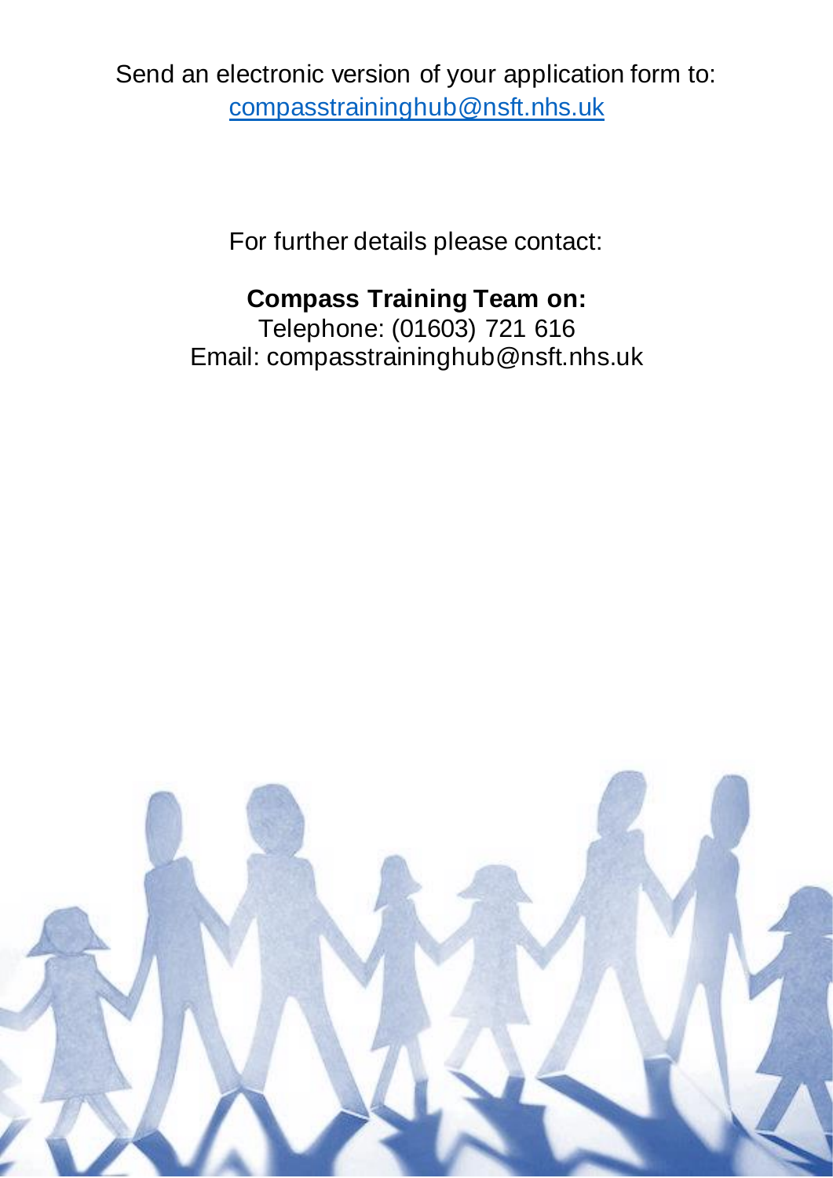Send an electronic version of your application form to:
[compasstraininghub@nsft.nhs.uk](mailto:compasstraininghub@nsft.nhs.uk)

For further details please contact:

**Compass Training Team on:**
Telephone: (01603) 721 616
Email: compasstraininghub@nsft.nhs.uk